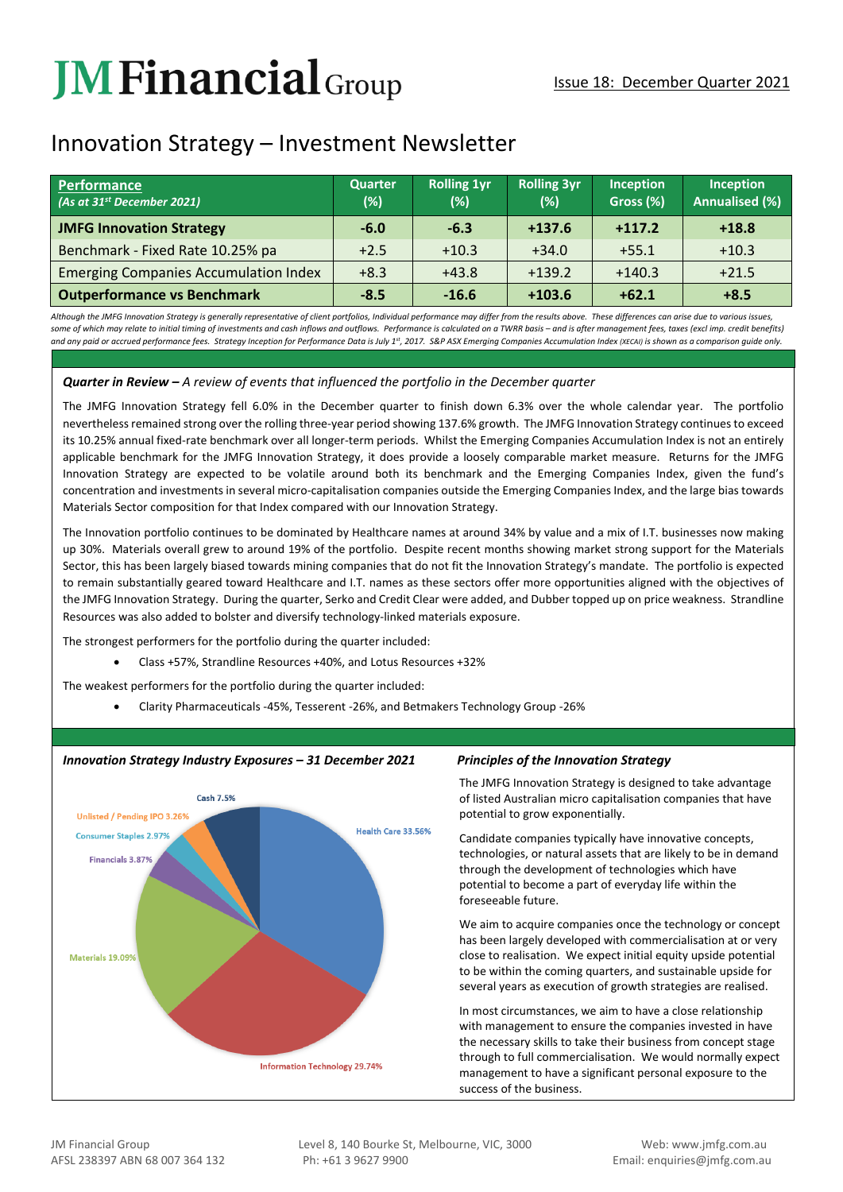# JM Financial Group

Issue 18: December Quarter 2021

## Innovation Strategy – Investment Newsletter

| **Performance** *(As at 31st December 2021)* | Quarter (%) | Rolling 1yr (%) | Rolling 3yr (%) | Inception Gross (%) | Inception Annualised (%) |
|---|---|---|---|---|---|
| **JMFG Innovation Strategy** | **-6.0** | **-6.3** | **+137.6** | **+117.2** | **+18.8** |
| Benchmark - Fixed Rate 10.25% pa | +2.5 | +10.3 | +34.0 | +55.1 | +10.3 |
| Emerging Companies Accumulation Index | +8.3 | +43.8 | +139.2 | +140.3 | +21.5 |
| **Outperformance vs Benchmark** | **-8.5** | **-16.6** | **+103.6** | **+62.1** | **+8.5** |

*Although the JMFG Innovation Strategy is generally representative of client portfolios, Individual performance may differ from the results above. These differences can arise due to various issues, some of which may relate to initial timing of investments and cash inflows and outflows. Performance is calculated on a TWRR basis – and is after management fees, taxes (excl imp. credit benefits) and any paid or accrued performance fees. Strategy Inception for Performance Data is July 1st, 2017. S&P ASX Emerging Companies Accumulation Index (XECAI) is shown as a comparison guide only.*

### ***Quarter in Review –*** *A review of events that influenced the portfolio in the December quarter*

The JMFG Innovation Strategy fell 6.0% in the December quarter to finish down 6.3% over the whole calendar year. The portfolio nevertheless remained strong over the rolling three-year period showing 137.6% growth. The JMFG Innovation Strategy continues to exceed its 10.25% annual fixed-rate benchmark over all longer-term periods. Whilst the Emerging Companies Accumulation Index is not an entirely applicable benchmark for the JMFG Innovation Strategy, it does provide a loosely comparable market measure. Returns for the JMFG Innovation Strategy are expected to be volatile around both its benchmark and the Emerging Companies Index, given the fund's concentration and investments in several micro-capitalisation companies outside the Emerging Companies Index, and the large bias towards Materials Sector composition for that Index compared with our Innovation Strategy.

The Innovation portfolio continues to be dominated by Healthcare names at around 34% by value and a mix of I.T. businesses now making up 30%. Materials overall grew to around 19% of the portfolio. Despite recent months showing market strong support for the Materials Sector, this has been largely biased towards mining companies that do not fit the Innovation Strategy's mandate. The portfolio is expected to remain substantially geared toward Healthcare and I.T. names as these sectors offer more opportunities aligned with the objectives of the JMFG Innovation Strategy. During the quarter, Serko and Credit Clear were added, and Dubber topped up on price weakness. Strandline Resources was also added to bolster and diversify technology-linked materials exposure.

The strongest performers for the portfolio during the quarter included:

- Class +57%, Strandline Resources +40%, and Lotus Resources +32%

The weakest performers for the portfolio during the quarter included:

- Clarity Pharmaceuticals -45%, Tesserent -26%, and Betmakers Technology Group -26%

### *Innovation Strategy Industry Exposures – 31 December 2021*

| Sector | Exposure |
|---|---|
| Health Care | 33.56% |
| Information Technology | 29.74% |
| Materials | 19.09% |
| Financials | 3.87% |
| Consumer Staples | 2.97% |
| Unlisted / Pending IPO | 3.26% |
| Cash | 7.5% |

### *Principles of the Innovation Strategy*

The JMFG Innovation Strategy is designed to take advantage of listed Australian micro capitalisation companies that have potential to grow exponentially.

Candidate companies typically have innovative concepts, technologies, or natural assets that are likely to be in demand through the development of technologies which have potential to become a part of everyday life within the foreseeable future.

We aim to acquire companies once the technology or concept has been largely developed with commercialisation at or very close to realisation. We expect initial equity upside potential to be within the coming quarters, and sustainable upside for several years as execution of growth strategies are realised.

In most circumstances, we aim to have a close relationship with management to ensure the companies invested in have the necessary skills to take their business from concept stage through to full commercialisation. We would normally expect management to have a significant personal exposure to the success of the business.

JM Financial Group
AFSL 238397 ABN 68 007 364 132

Level 8, 140 Bourke St, Melbourne, VIC, 3000
Ph: +61 3 9627 9900

Web: www.jmfg.com.au
Email: enquiries@jmfg.com.au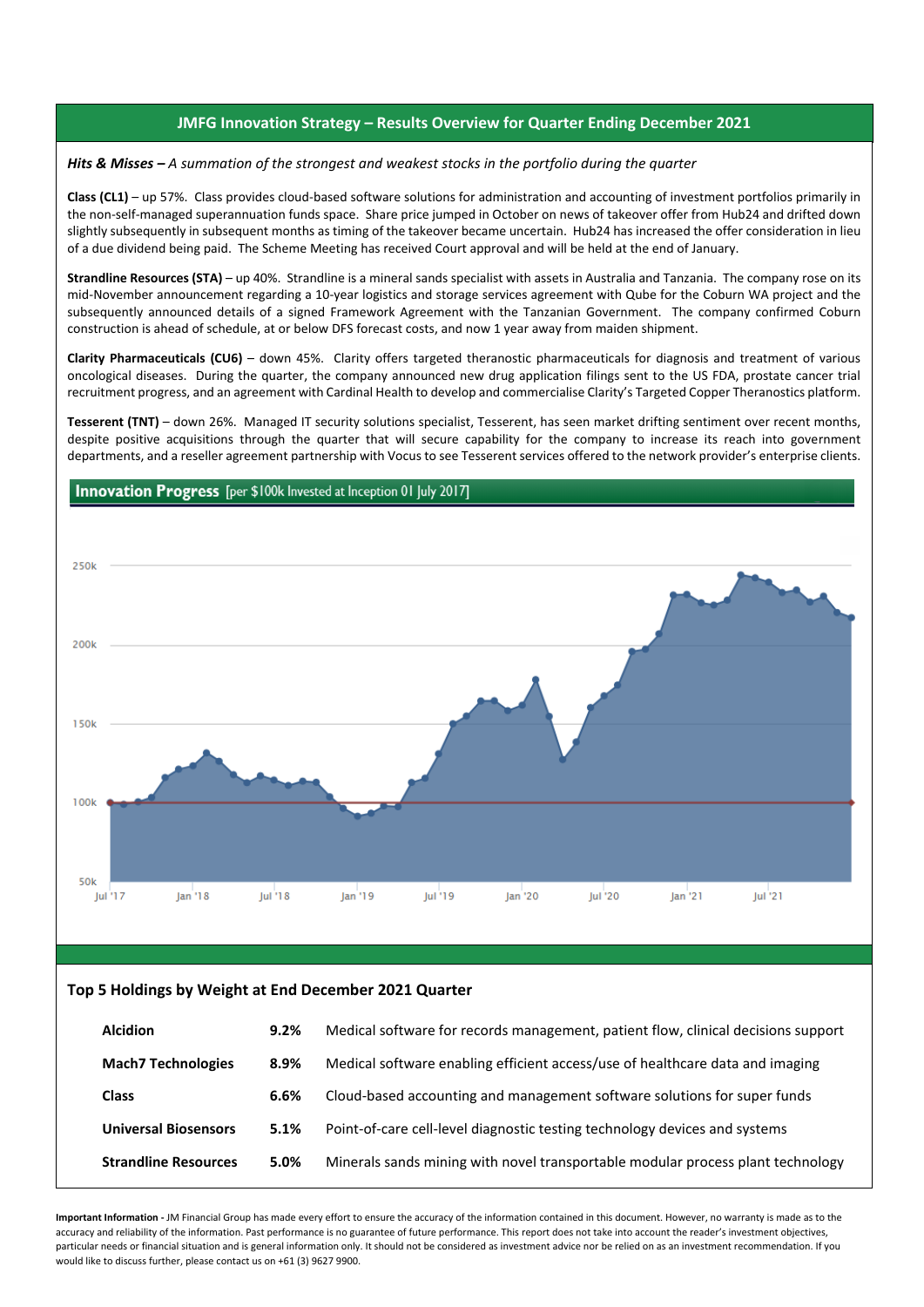## JMFG Innovation Strategy – Results Overview for Quarter Ending December 2021

***Hits & Misses –** A summation of the strongest and weakest stocks in the portfolio during the quarter*

**Class (CL1)** – up 57%. Class provides cloud-based software solutions for administration and accounting of investment portfolios primarily in the non-self-managed superannuation funds space. Share price jumped in October on news of takeover offer from Hub24 and drifted down slightly subsequently in subsequent months as timing of the takeover became uncertain. Hub24 has increased the offer consideration in lieu of a due dividend being paid. The Scheme Meeting has received Court approval and will be held at the end of January.

**Strandline Resources (STA)** – up 40%. Strandline is a mineral sands specialist with assets in Australia and Tanzania. The company rose on its mid-November announcement regarding a 10-year logistics and storage services agreement with Qube for the Coburn WA project and the subsequently announced details of a signed Framework Agreement with the Tanzanian Government. The company confirmed Coburn construction is ahead of schedule, at or below DFS forecast costs, and now 1 year away from maiden shipment.

**Clarity Pharmaceuticals (CU6)** – down 45%. Clarity offers targeted theranostic pharmaceuticals for diagnosis and treatment of various oncological diseases. During the quarter, the company announced new drug application filings sent to the US FDA, prostate cancer trial recruitment progress, and an agreement with Cardinal Health to develop and commercialise Clarity's Targeted Copper Theranostics platform.

**Tesserent (TNT)** – down 26%. Managed IT security solutions specialist, Tesserent, has seen market drifting sentiment over recent months, despite positive acquisitions through the quarter that will secure capability for the company to increase its reach into government departments, and a reseller agreement partnership with Vocus to see Tesserent services offered to the network provider's enterprise clients.

### Innovation Progress [per $100k Invested at Inception 01 July 2017]

250k
200k
150k
100k
50k

Jul '17 Jan '18 Jul '18 Jan '19 Jul '19 Jan '20 Jul '20 Jan '21 Jul '21

### Top 5 Holdings by Weight at End December 2021 Quarter

| | | |
|---|---|---|
| **Alcidion** | **9.2%** | Medical software for records management, patient flow, clinical decisions support |
| **Mach7 Technologies** | **8.9%** | Medical software enabling efficient access/use of healthcare data and imaging |
| **Class** | **6.6%** | Cloud-based accounting and management software solutions for super funds |
| **Universal Biosensors** | **5.1%** | Point-of-care cell-level diagnostic testing technology devices and systems |
| **Strandline Resources** | **5.0%** | Minerals sands mining with novel transportable modular process plant technology |

**Important Information -** JM Financial Group has made every effort to ensure the accuracy of the information contained in this document. However, no warranty is made as to the accuracy and reliability of the information. Past performance is no guarantee of future performance. This report does not take into account the reader's investment objectives, particular needs or financial situation and is general information only. It should not be considered as investment advice nor be relied on as an investment recommendation. If you would like to discuss further, please contact us on +61 (3) 9627 9900.